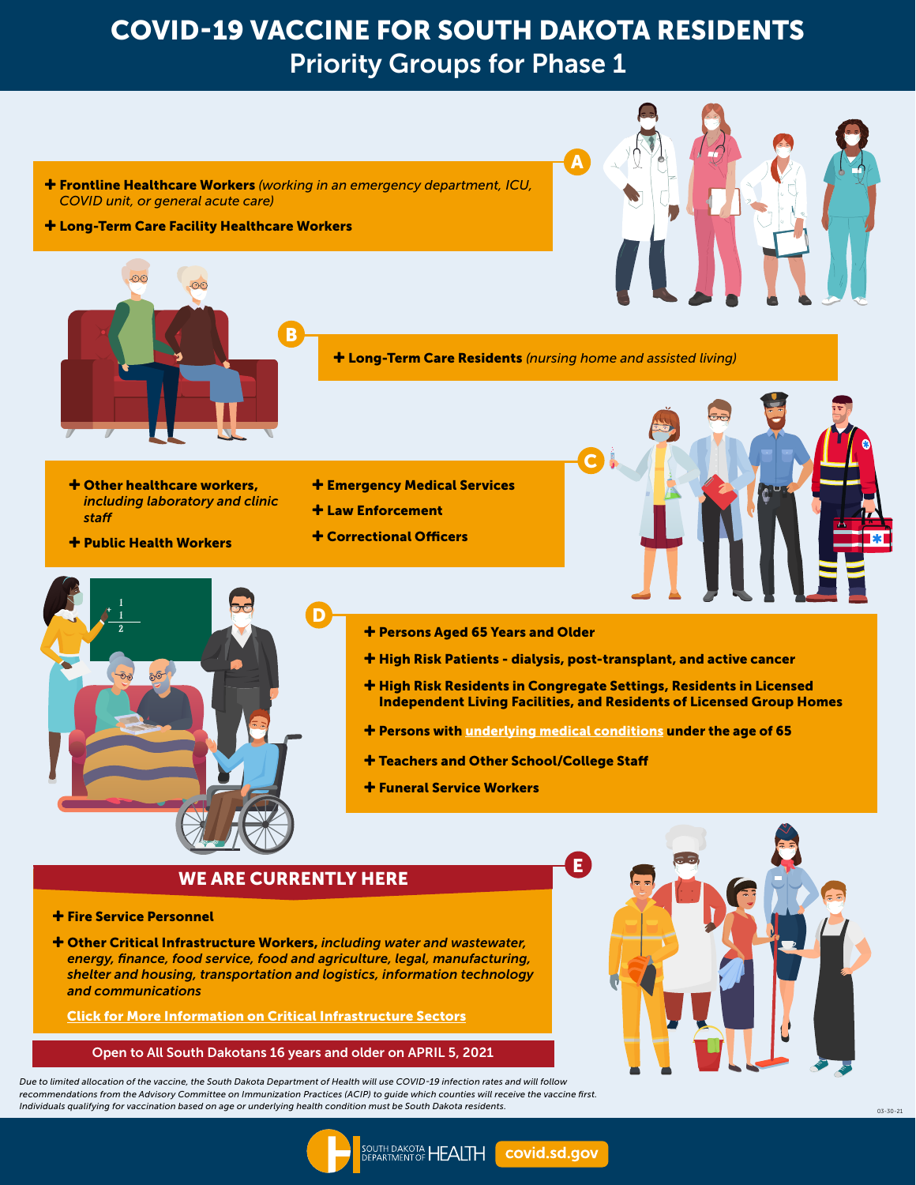# COVID-19 VACCINE FOR SOUTH DAKOTA RESIDENTS

## Priority Groups for Phase 1

### A

- **Frontline Healthcare Workers** *(working in an emergency department, ICU, COVID unit, or general acute care)*
- **Long-Term Care Facility Healthcare Workers**

### B

- **Long-Term Care Residents** *(nursing home and assisted living)*

### C

- **Other healthcare workers,** ***including laboratory and clinic staff***
- **Public Health Workers**
- **Emergency Medical Services**
- **Law Enforcement**
- **Correctional Officers**

### D

- **Persons Aged 65 Years and Older**
- **High Risk Patients - dialysis, post-transplant, and active cancer**
- **High Risk Residents in Congregate Settings, Residents in Licensed Independent Living Facilities, and Residents of Licensed Group Homes**
- **Persons with underlying medical conditions under the age of 65**
- **Teachers and Other School/College Staff**
- **Funeral Service Workers**

### E

**WE ARE CURRENTLY HERE**

- **Fire Service Personnel**
- **Other Critical Infrastructure Workers,** *including water and wastewater, energy, finance, food service, food and agriculture, legal, manufacturing, shelter and housing, transportation and logistics, information technology and communications*

**Click for More Information on Critical Infrastructure Sectors**

**Open to All South Dakotans 16 years and older on APRIL 5, 2021**

*Due to limited allocation of the vaccine, the South Dakota Department of Health will use COVID-19 infection rates and will follow recommendations from the Advisory Committee on Immunization Practices (ACIP) to guide which counties will receive the vaccine first. Individuals qualifying for vaccination based on age or underlying health condition must be South Dakota residents.*

03-30-21

SOUTH DAKOTA DEPARTMENT OF HEALTH covid.sd.gov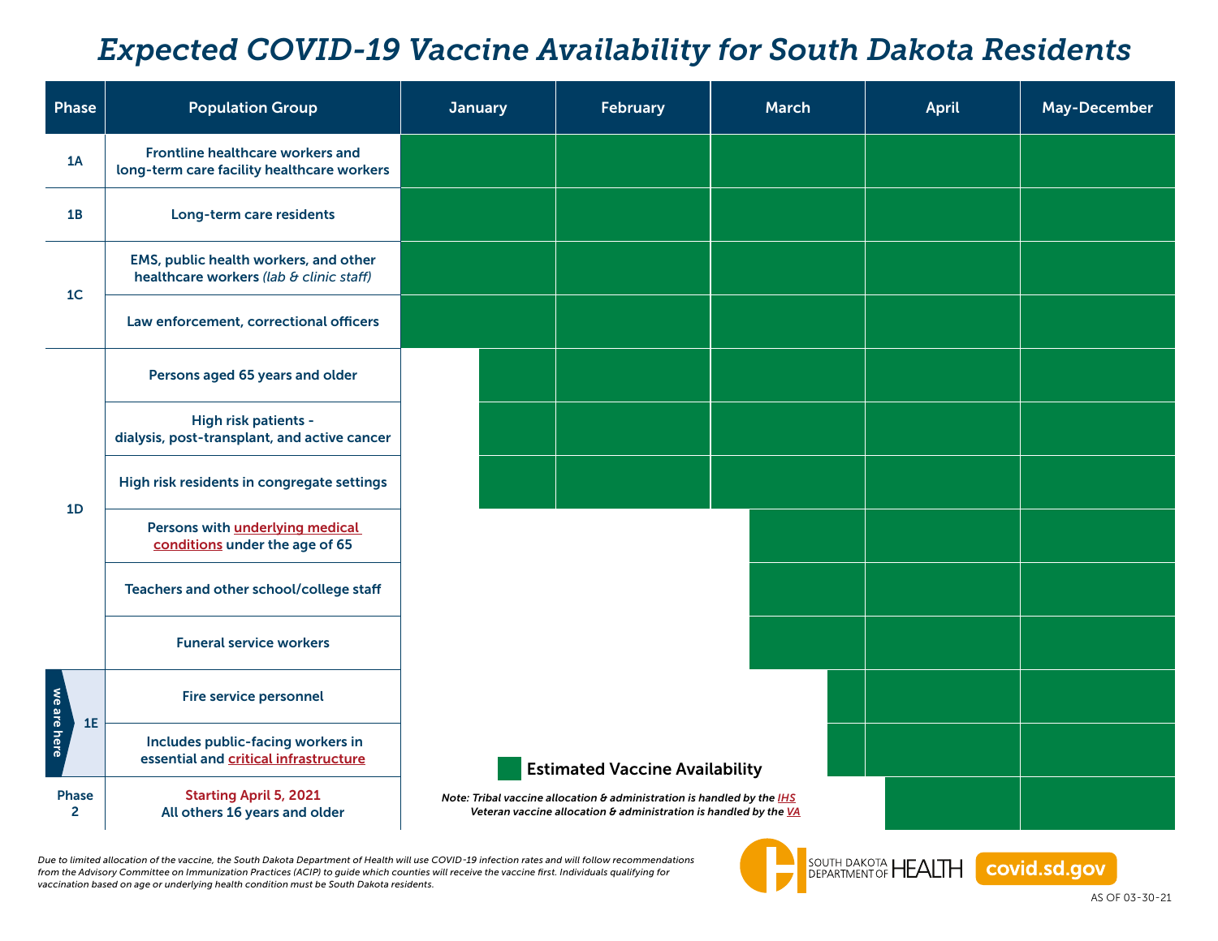# *Expected COVID-19 Vaccine Availability for South Dakota Residents*

| Phase | Population Group | January | February | March | April | May-December |
|---|---|---|---|---|---|---|
| 1A | Frontline healthcare workers and long-term care facility healthcare workers | | | | | |
| 1B | Long-term care residents | | | | | |
| 1C | EMS, public health workers, and other healthcare workers *(lab & clinic staff)* | | | | | |
| | Law enforcement, correctional officers | | | | | |
| 1D | Persons aged 65 years and older | | | | | |
| | High risk patients - dialysis, post-transplant, and active cancer | | | | | |
| | High risk residents in congregate settings | | | | | |
| | Persons with underlying medical conditions under the age of 65 | | | | | |
| | Teachers and other school/college staff | | | | | |
| | Funeral service workers | | | | | |
| we are here 1E | Fire service personnel | | | | | |
| | Includes public-facing workers in essential and critical infrastructure | | | | | |
| Phase 2 | Starting April 5, 2021 All others 16 years and older | | | | | |

Estimated Vaccine Availability

*Note: Tribal vaccine allocation & administration is handled by the IHS*
*Veteran vaccine allocation & administration is handled by the VA*

*Due to limited allocation of the vaccine, the South Dakota Department of Health will use COVID-19 infection rates and will follow recommendations from the Advisory Committee on Immunization Practices (ACIP) to guide which counties will receive the vaccine first. Individuals qualifying for vaccination based on age or underlying health condition must be South Dakota residents.*

SOUTH DAKOTA DEPARTMENT OF HEALTH

covid.sd.gov

AS OF 03-30-21